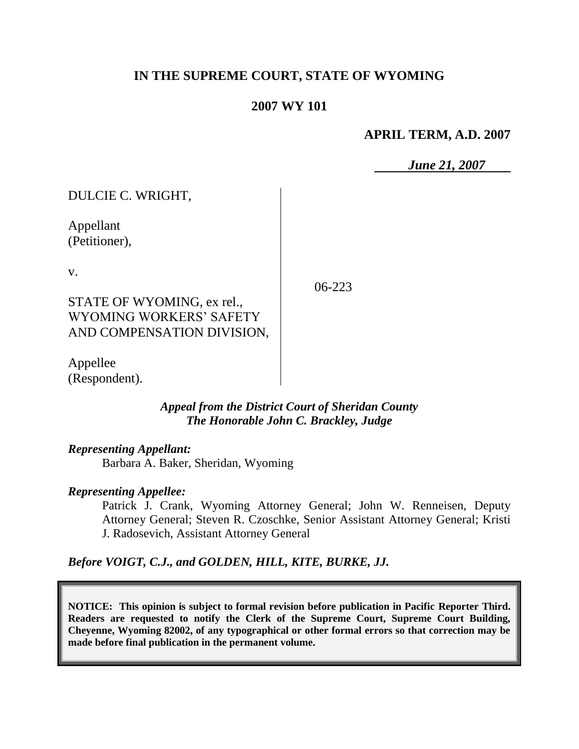# IN THE SUPREME COURT, STATE OF WYOMING

## 2007 WY 101

**APRIL TERM, A.D. 2007**

***June 21, 2007***

| | |
|---|---|
| DULCIE C. WRIGHT,<br><br>Appellant<br>(Petitioner),<br><br>v.<br><br>STATE OF WYOMING, ex rel.,<br>WYOMING WORKERS' SAFETY<br>AND COMPENSATION DIVISION,<br><br>Appellee<br>(Respondent). | 06-223 |

***Appeal from the District Court of Sheridan County***
***The Honorable John C. Brackley, Judge***

***Representing Appellant:***

Barbara A. Baker, Sheridan, Wyoming

***Representing Appellee:***

Patrick J. Crank, Wyoming Attorney General; John W. Renneisen, Deputy Attorney General; Steven R. Czoschke, Senior Assistant Attorney General; Kristi J. Radosevich, Assistant Attorney General

***Before VOIGT, C.J., and GOLDEN, HILL, KITE, BURKE, JJ.***

**NOTICE: This opinion is subject to formal revision before publication in Pacific Reporter Third. Readers are requested to notify the Clerk of the Supreme Court, Supreme Court Building, Cheyenne, Wyoming 82002, of any typographical or other formal errors so that correction may be made before final publication in the permanent volume.**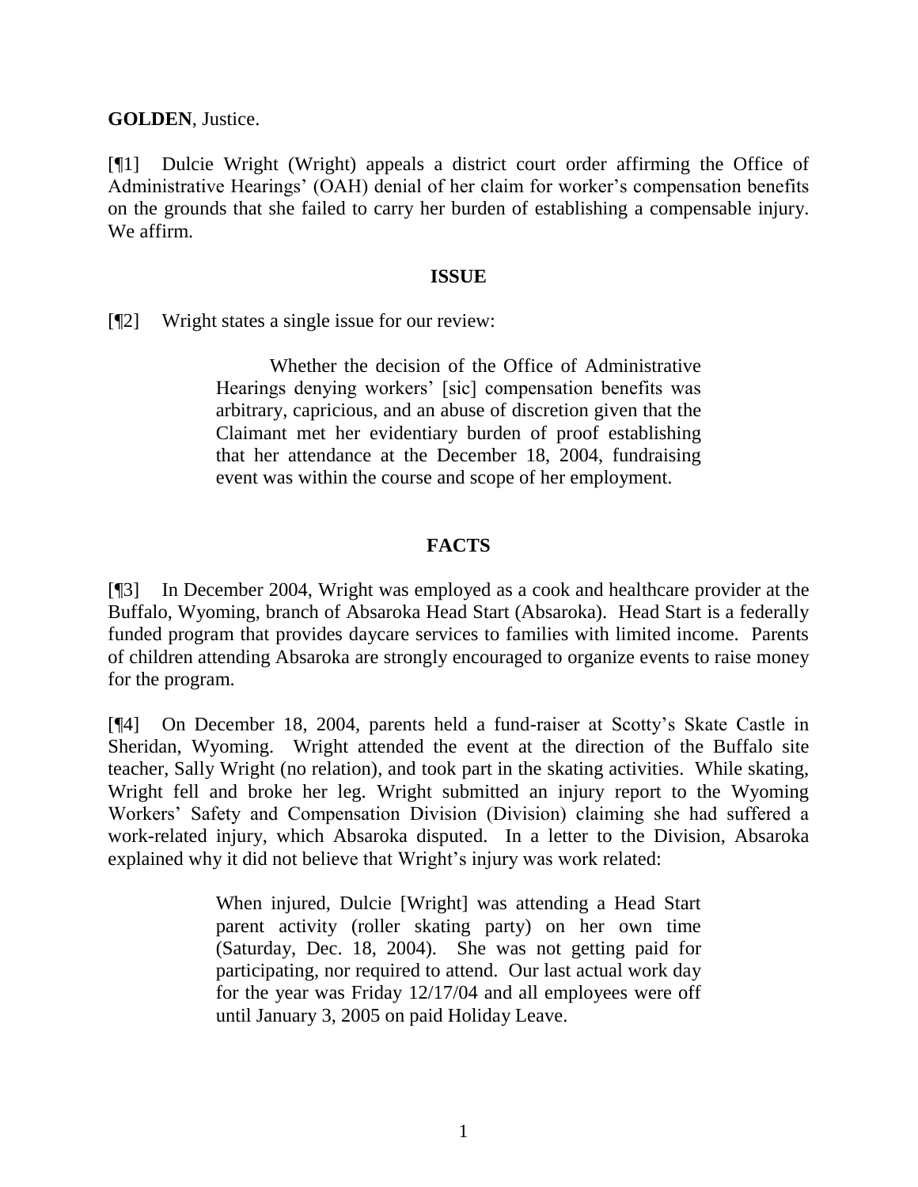**GOLDEN**, Justice.

[¶1] Dulcie Wright (Wright) appeals a district court order affirming the Office of Administrative Hearings' (OAH) denial of her claim for worker's compensation benefits on the grounds that she failed to carry her burden of establishing a compensable injury. We affirm.

## ISSUE

[¶2] Wright states a single issue for our review:

> Whether the decision of the Office of Administrative Hearings denying workers' [sic] compensation benefits was arbitrary, capricious, and an abuse of discretion given that the Claimant met her evidentiary burden of proof establishing that her attendance at the December 18, 2004, fundraising event was within the course and scope of her employment.

## FACTS

[¶3] In December 2004, Wright was employed as a cook and healthcare provider at the Buffalo, Wyoming, branch of Absaroka Head Start (Absaroka). Head Start is a federally funded program that provides daycare services to families with limited income. Parents of children attending Absaroka are strongly encouraged to organize events to raise money for the program.

[¶4] On December 18, 2004, parents held a fund-raiser at Scotty's Skate Castle in Sheridan, Wyoming. Wright attended the event at the direction of the Buffalo site teacher, Sally Wright (no relation), and took part in the skating activities. While skating, Wright fell and broke her leg. Wright submitted an injury report to the Wyoming Workers' Safety and Compensation Division (Division) claiming she had suffered a work-related injury, which Absaroka disputed. In a letter to the Division, Absaroka explained why it did not believe that Wright's injury was work related:

> When injured, Dulcie [Wright] was attending a Head Start parent activity (roller skating party) on her own time (Saturday, Dec. 18, 2004). She was not getting paid for participating, nor required to attend. Our last actual work day for the year was Friday 12/17/04 and all employees were off until January 3, 2005 on paid Holiday Leave.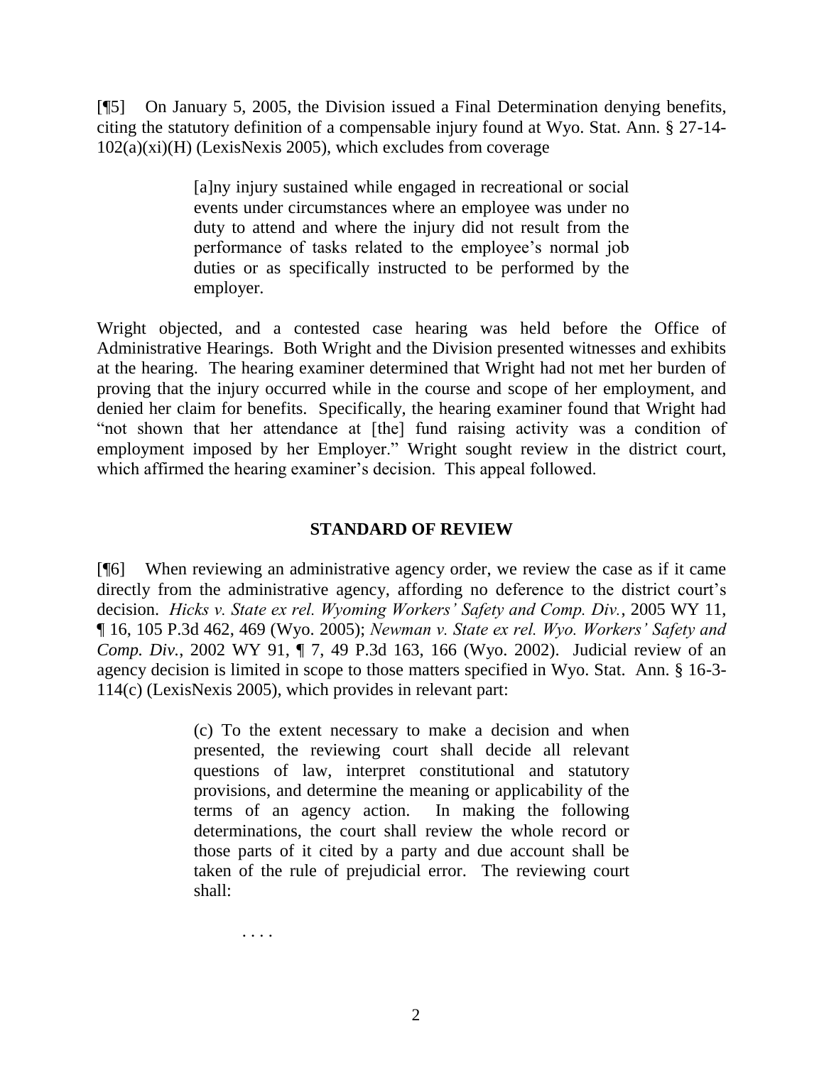[¶5] On January 5, 2005, the Division issued a Final Determination denying benefits, citing the statutory definition of a compensable injury found at Wyo. Stat. Ann. § 27-14-102(a)(xi)(H) (LexisNexis 2005), which excludes from coverage

> [a]ny injury sustained while engaged in recreational or social events under circumstances where an employee was under no duty to attend and where the injury did not result from the performance of tasks related to the employee's normal job duties or as specifically instructed to be performed by the employer.

Wright objected, and a contested case hearing was held before the Office of Administrative Hearings. Both Wright and the Division presented witnesses and exhibits at the hearing. The hearing examiner determined that Wright had not met her burden of proving that the injury occurred while in the course and scope of her employment, and denied her claim for benefits. Specifically, the hearing examiner found that Wright had "not shown that her attendance at [the] fund raising activity was a condition of employment imposed by her Employer." Wright sought review in the district court, which affirmed the hearing examiner's decision. This appeal followed.

## STANDARD OF REVIEW

[¶6] When reviewing an administrative agency order, we review the case as if it came directly from the administrative agency, affording no deference to the district court's decision. *Hicks v. State ex rel. Wyoming Workers' Safety and Comp. Div.*, 2005 WY 11, ¶ 16, 105 P.3d 462, 469 (Wyo. 2005); *Newman v. State ex rel. Wyo. Workers' Safety and Comp. Div.*, 2002 WY 91, ¶ 7, 49 P.3d 163, 166 (Wyo. 2002). Judicial review of an agency decision is limited in scope to those matters specified in Wyo. Stat. Ann. § 16-3-114(c) (LexisNexis 2005), which provides in relevant part:

> (c) To the extent necessary to make a decision and when presented, the reviewing court shall decide all relevant questions of law, interpret constitutional and statutory provisions, and determine the meaning or applicability of the terms of an agency action. In making the following determinations, the court shall review the whole record or those parts of it cited by a party and due account shall be taken of the rule of prejudicial error. The reviewing court shall:
>
> . . . .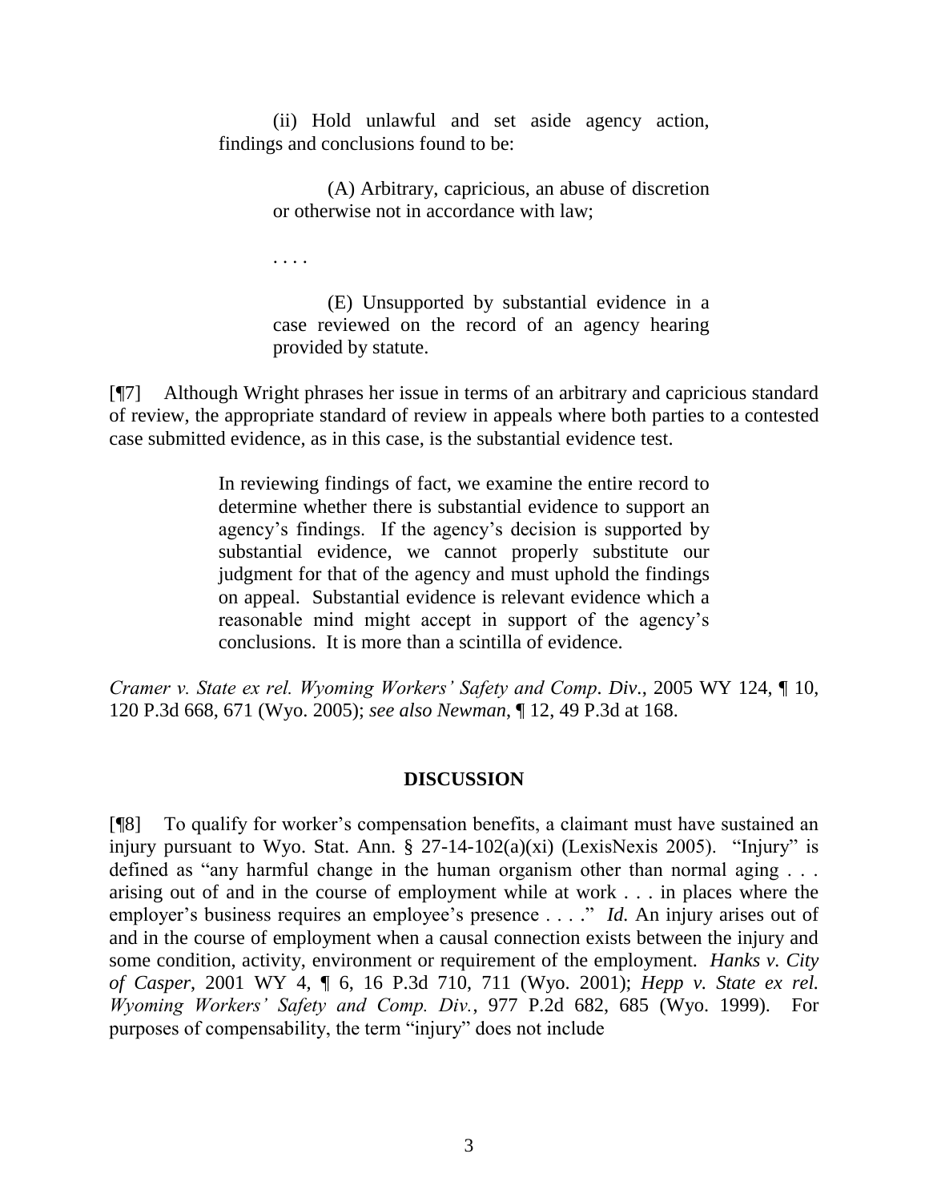> (ii) Hold unlawful and set aside agency action, findings and conclusions found to be:
>
> > (A) Arbitrary, capricious, an abuse of discretion or otherwise not in accordance with law;
> >
> > . . . .
> >
> > (E) Unsupported by substantial evidence in a case reviewed on the record of an agency hearing provided by statute.

[¶7] Although Wright phrases her issue in terms of an arbitrary and capricious standard of review, the appropriate standard of review in appeals where both parties to a contested case submitted evidence, as in this case, is the substantial evidence test.

> In reviewing findings of fact, we examine the entire record to determine whether there is substantial evidence to support an agency's findings. If the agency's decision is supported by substantial evidence, we cannot properly substitute our judgment for that of the agency and must uphold the findings on appeal. Substantial evidence is relevant evidence which a reasonable mind might accept in support of the agency's conclusions. It is more than a scintilla of evidence.

*Cramer v. State ex rel. Wyoming Workers' Safety and Comp. Div.*, 2005 WY 124, ¶ 10, 120 P.3d 668, 671 (Wyo. 2005); *see also Newman*, ¶ 12, 49 P.3d at 168.

## DISCUSSION

[¶8] To qualify for worker's compensation benefits, a claimant must have sustained an injury pursuant to Wyo. Stat. Ann. § 27-14-102(a)(xi) (LexisNexis 2005). "Injury" is defined as "any harmful change in the human organism other than normal aging . . . arising out of and in the course of employment while at work . . . in places where the employer's business requires an employee's presence . . . ." *Id.* An injury arises out of and in the course of employment when a causal connection exists between the injury and some condition, activity, environment or requirement of the employment. *Hanks v. City of Casper*, 2001 WY 4, ¶ 6, 16 P.3d 710, 711 (Wyo. 2001); *Hepp v. State ex rel. Wyoming Workers' Safety and Comp. Div.*, 977 P.2d 682, 685 (Wyo. 1999). For purposes of compensability, the term "injury" does not include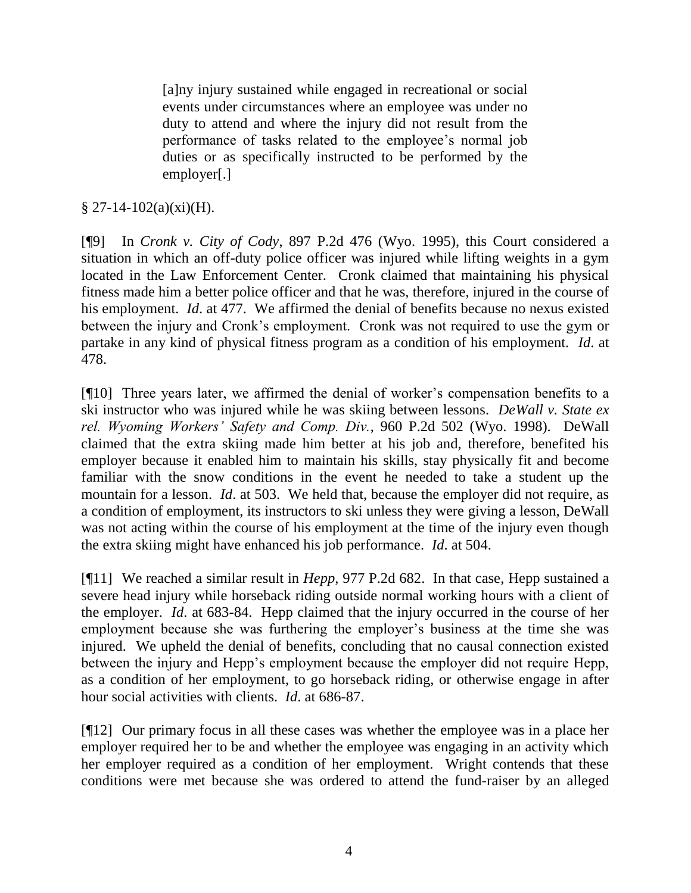> [a]ny injury sustained while engaged in recreational or social events under circumstances where an employee was under no duty to attend and where the injury did not result from the performance of tasks related to the employee's normal job duties or as specifically instructed to be performed by the employer[.]

§ 27-14-102(a)(xi)(H).

[¶9] In *Cronk v. City of Cody*, 897 P.2d 476 (Wyo. 1995), this Court considered a situation in which an off-duty police officer was injured while lifting weights in a gym located in the Law Enforcement Center. Cronk claimed that maintaining his physical fitness made him a better police officer and that he was, therefore, injured in the course of his employment. *Id*. at 477. We affirmed the denial of benefits because no nexus existed between the injury and Cronk's employment. Cronk was not required to use the gym or partake in any kind of physical fitness program as a condition of his employment. *Id*. at 478.

[¶10] Three years later, we affirmed the denial of worker's compensation benefits to a ski instructor who was injured while he was skiing between lessons. *DeWall v. State ex rel. Wyoming Workers' Safety and Comp. Div.*, 960 P.2d 502 (Wyo. 1998). DeWall claimed that the extra skiing made him better at his job and, therefore, benefited his employer because it enabled him to maintain his skills, stay physically fit and become familiar with the snow conditions in the event he needed to take a student up the mountain for a lesson. *Id*. at 503. We held that, because the employer did not require, as a condition of employment, its instructors to ski unless they were giving a lesson, DeWall was not acting within the course of his employment at the time of the injury even though the extra skiing might have enhanced his job performance. *Id*. at 504.

[¶11] We reached a similar result in *Hepp*, 977 P.2d 682. In that case, Hepp sustained a severe head injury while horseback riding outside normal working hours with a client of the employer. *Id*. at 683-84. Hepp claimed that the injury occurred in the course of her employment because she was furthering the employer's business at the time she was injured. We upheld the denial of benefits, concluding that no causal connection existed between the injury and Hepp's employment because the employer did not require Hepp, as a condition of her employment, to go horseback riding, or otherwise engage in after hour social activities with clients. *Id*. at 686-87.

[¶12] Our primary focus in all these cases was whether the employee was in a place her employer required her to be and whether the employee was engaging in an activity which her employer required as a condition of her employment. Wright contends that these conditions were met because she was ordered to attend the fund-raiser by an alleged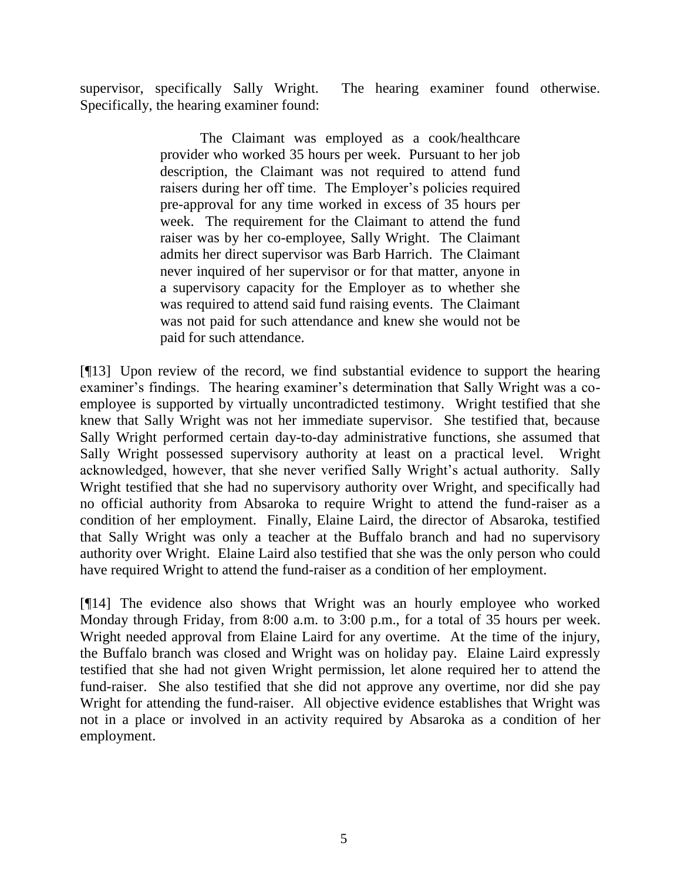supervisor, specifically Sally Wright. The hearing examiner found otherwise. Specifically, the hearing examiner found:

> The Claimant was employed as a cook/healthcare provider who worked 35 hours per week. Pursuant to her job description, the Claimant was not required to attend fund raisers during her off time. The Employer's policies required pre-approval for any time worked in excess of 35 hours per week. The requirement for the Claimant to attend the fund raiser was by her co-employee, Sally Wright. The Claimant admits her direct supervisor was Barb Harrich. The Claimant never inquired of her supervisor or for that matter, anyone in a supervisory capacity for the Employer as to whether she was required to attend said fund raising events. The Claimant was not paid for such attendance and knew she would not be paid for such attendance.

[¶13] Upon review of the record, we find substantial evidence to support the hearing examiner's findings. The hearing examiner's determination that Sally Wright was a co-employee is supported by virtually uncontradicted testimony. Wright testified that she knew that Sally Wright was not her immediate supervisor. She testified that, because Sally Wright performed certain day-to-day administrative functions, she assumed that Sally Wright possessed supervisory authority at least on a practical level. Wright acknowledged, however, that she never verified Sally Wright's actual authority. Sally Wright testified that she had no supervisory authority over Wright, and specifically had no official authority from Absaroka to require Wright to attend the fund-raiser as a condition of her employment. Finally, Elaine Laird, the director of Absaroka, testified that Sally Wright was only a teacher at the Buffalo branch and had no supervisory authority over Wright. Elaine Laird also testified that she was the only person who could have required Wright to attend the fund-raiser as a condition of her employment.

[¶14] The evidence also shows that Wright was an hourly employee who worked Monday through Friday, from 8:00 a.m. to 3:00 p.m., for a total of 35 hours per week. Wright needed approval from Elaine Laird for any overtime. At the time of the injury, the Buffalo branch was closed and Wright was on holiday pay. Elaine Laird expressly testified that she had not given Wright permission, let alone required her to attend the fund-raiser. She also testified that she did not approve any overtime, nor did she pay Wright for attending the fund-raiser. All objective evidence establishes that Wright was not in a place or involved in an activity required by Absaroka as a condition of her employment.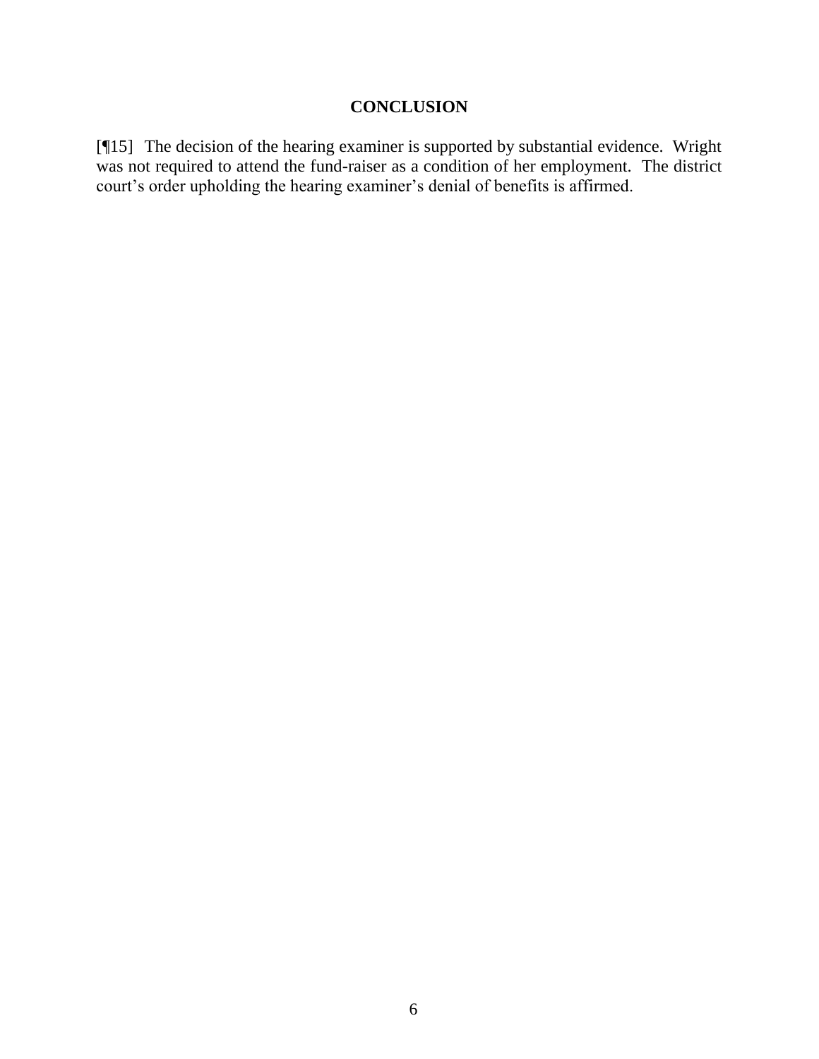## CONCLUSION

[¶15] The decision of the hearing examiner is supported by substantial evidence. Wright was not required to attend the fund-raiser as a condition of her employment. The district court's order upholding the hearing examiner's denial of benefits is affirmed.